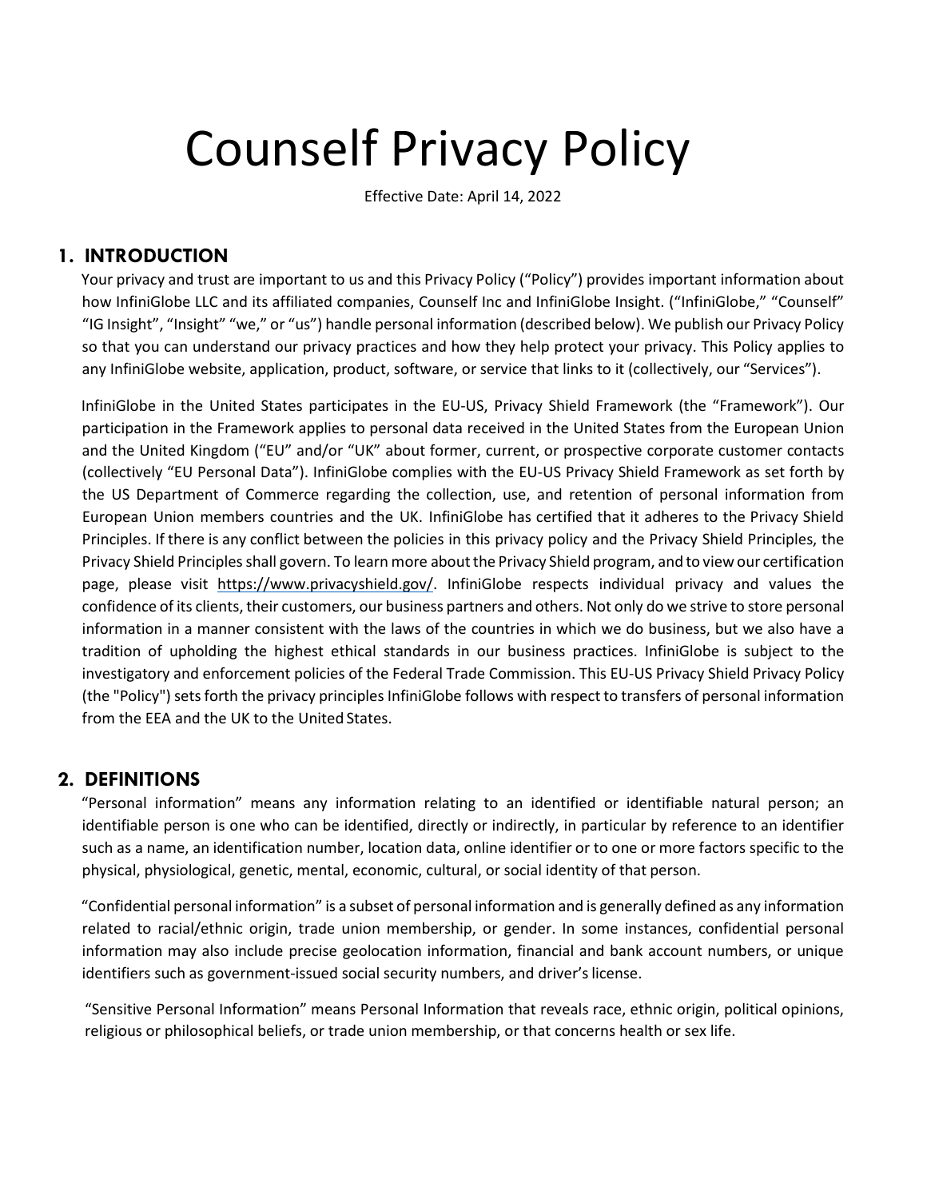# Counself Privacy Policy

Effective Date: April 14, 2022

## 1. INTRODUCTION

Your privacy and trust are important to us and this Privacy Policy ("Policy") provides important information about how InfiniGlobe LLC and its affiliated companies, Counself Inc and InfiniGlobe Insight. ("InfiniGlobe," "Counself" "IG Insight", "Insight" "we," or "us") handle personal information (described below). We publish our Privacy Policy so that you can understand our privacy practices and how they help protect your privacy. This Policy applies to any InfiniGlobe website, application, product, software, or service that links to it (collectively, our "Services").

InfiniGlobe in the United States participates in the EU-US, Privacy Shield Framework (the "Framework"). Our participation in the Framework applies to personal data received in the United States from the European Union and the United Kingdom ("EU" and/or "UK" about former, current, or prospective corporate customer contacts (collectively "EU Personal Data"). InfiniGlobe complies with the EU-US Privacy Shield Framework as set forth by the US Department of Commerce regarding the collection, use, and retention of personal information from European Union members countries and the UK. InfiniGlobe has certified that it adheres to the Privacy Shield Principles. If there is any conflict between the policies in this privacy policy and the Privacy Shield Principles, the Privacy Shield Principles shall govern. To learn more about the Privacy Shield program, and to view our certification page, please visit https://www.privacyshield.gov/. InfiniGlobe respects individual privacy and values the confidence of its clients, their customers, our business partners and others. Not only do we strive to store personal information in a manner consistent with the laws of the countries in which we do business, but we also have a tradition of upholding the highest ethical standards in our business practices. InfiniGlobe is subject to the investigatory and enforcement policies of the Federal Trade Commission. This EU-US Privacy Shield Privacy Policy (the "Policy") sets forth the privacy principles InfiniGlobe follows with respect to transfers of personal information from the EEA and the UK to the United States.

## 2. DEFINITIONS

"Personal information" means any information relating to an identified or identifiable natural person; an identifiable person is one who can be identified, directly or indirectly, in particular by reference to an identifier such as a name, an identification number, location data, online identifier or to one or more factors specific to the physical, physiological, genetic, mental, economic, cultural, or social identity of that person.

"Confidential personal information" is a subset of personal information and is generally defined as any information related to racial/ethnic origin, trade union membership, or gender. In some instances, confidential personal information may also include precise geolocation information, financial and bank account numbers, or unique identifiers such as government-issued social security numbers, and driver's license.

"Sensitive Personal Information" means Personal Information that reveals race, ethnic origin, political opinions, religious or philosophical beliefs, or trade union membership, or that concerns health or sex life.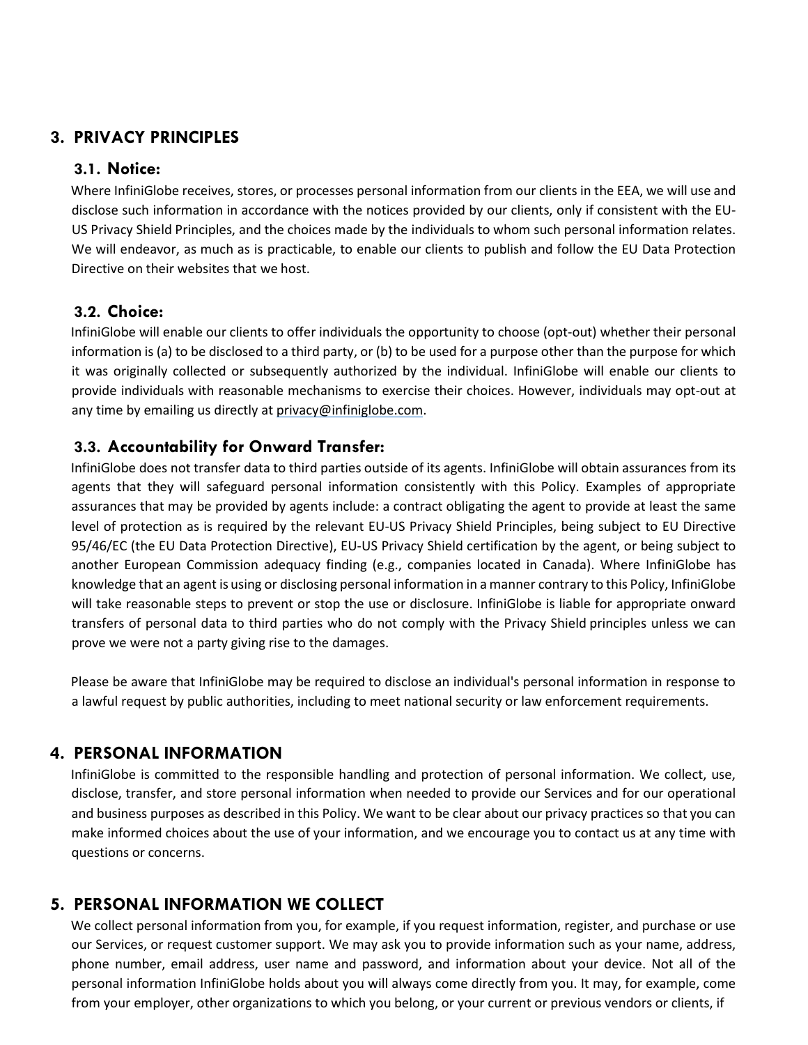## 3. PRIVACY PRINCIPLES

### 3.1. Notice:

Where InfiniGlobe receives, stores, or processes personal information from our clients in the EEA, we will use and disclose such information in accordance with the notices provided by our clients, only if consistent with the EU-US Privacy Shield Principles, and the choices made by the individuals to whom such personal information relates. We will endeavor, as much as is practicable, to enable our clients to publish and follow the EU Data Protection Directive on their websites that we host.

### 3.2. Choice:

InfiniGlobe will enable our clients to offer individuals the opportunity to choose (opt-out) whether their personal information is (a) to be disclosed to a third party, or (b) to be used for a purpose other than the purpose for which it was originally collected or subsequently authorized by the individual. InfiniGlobe will enable our clients to provide individuals with reasonable mechanisms to exercise their choices. However, individuals may opt-out at any time by emailing us directly at privacy@infiniglobe.com.

### 3.3. Accountability for Onward Transfer:

InfiniGlobe does not transfer data to third parties outside of its agents. InfiniGlobe will obtain assurances from its agents that they will safeguard personal information consistently with this Policy. Examples of appropriate assurances that may be provided by agents include: a contract obligating the agent to provide at least the same level of protection as is required by the relevant EU-US Privacy Shield Principles, being subject to EU Directive 95/46/EC (the EU Data Protection Directive), EU-US Privacy Shield certification by the agent, or being subject to another European Commission adequacy finding (e.g., companies located in Canada). Where InfiniGlobe has knowledge that an agent is using or disclosing personal information in a manner contrary to this Policy, InfiniGlobe will take reasonable steps to prevent or stop the use or disclosure. InfiniGlobe is liable for appropriate onward transfers of personal data to third parties who do not comply with the Privacy Shield principles unless we can prove we were not a party giving rise to the damages.

Please be aware that InfiniGlobe may be required to disclose an individual's personal information in response to a lawful request by public authorities, including to meet national security or law enforcement requirements.

## 4. PERSONAL INFORMATION

InfiniGlobe is committed to the responsible handling and protection of personal information. We collect, use, disclose, transfer, and store personal information when needed to provide our Services and for our operational and business purposes as described in this Policy. We want to be clear about our privacy practices so that you can make informed choices about the use of your information, and we encourage you to contact us at any time with questions or concerns.

## 5. PERSONAL INFORMATION WE COLLECT

We collect personal information from you, for example, if you request information, register, and purchase or use our Services, or request customer support. We may ask you to provide information such as your name, address, phone number, email address, user name and password, and information about your device. Not all of the personal information InfiniGlobe holds about you will always come directly from you. It may, for example, come from your employer, other organizations to which you belong, or your current or previous vendors or clients, if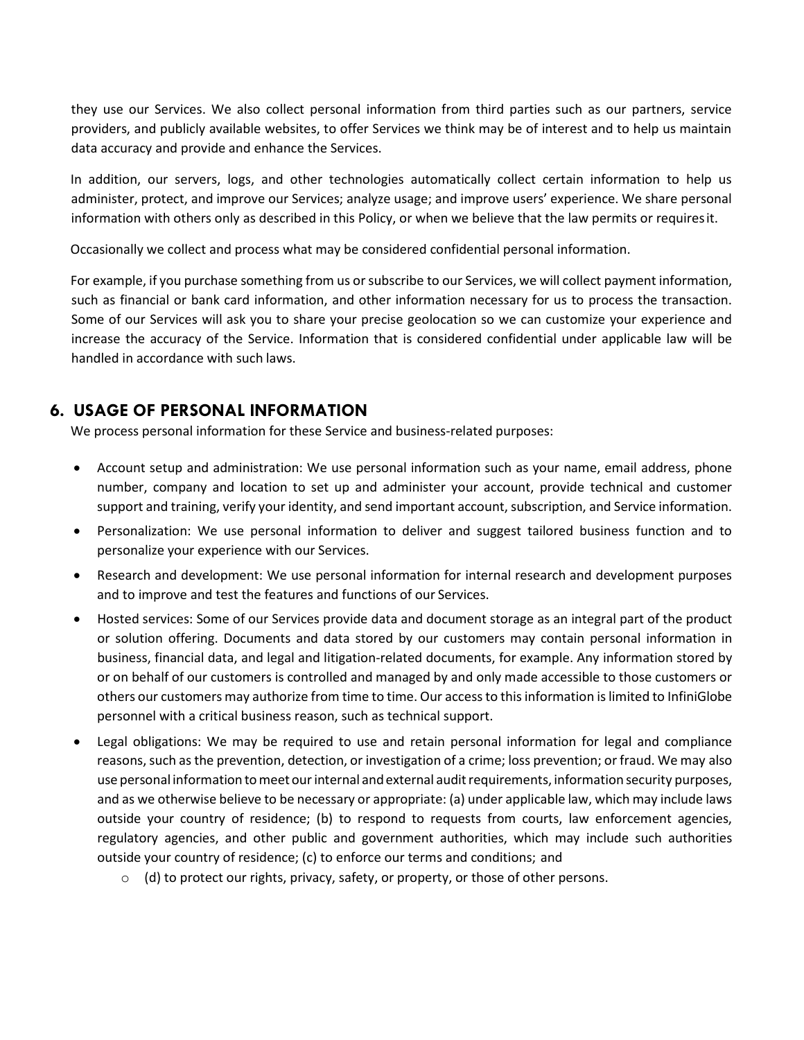they use our Services. We also collect personal information from third parties such as our partners, service providers, and publicly available websites, to offer Services we think may be of interest and to help us maintain data accuracy and provide and enhance the Services.

In addition, our servers, logs, and other technologies automatically collect certain information to help us administer, protect, and improve our Services; analyze usage; and improve users' experience. We share personal information with others only as described in this Policy, or when we believe that the law permits or requires it.

Occasionally we collect and process what may be considered confidential personal information.

For example, if you purchase something from us or subscribe to our Services, we will collect payment information, such as financial or bank card information, and other information necessary for us to process the transaction. Some of our Services will ask you to share your precise geolocation so we can customize your experience and increase the accuracy of the Service. Information that is considered confidential under applicable law will be handled in accordance with such laws.

## 6. USAGE OF PERSONAL INFORMATION

We process personal information for these Service and business-related purposes:

- Account setup and administration: We use personal information such as your name, email address, phone number, company and location to set up and administer your account, provide technical and customer support and training, verify your identity, and send important account, subscription, and Service information.
- Personalization: We use personal information to deliver and suggest tailored business function and to personalize your experience with our Services.
- Research and development: We use personal information for internal research and development purposes and to improve and test the features and functions of our Services.
- Hosted services: Some of our Services provide data and document storage as an integral part of the product or solution offering. Documents and data stored by our customers may contain personal information in business, financial data, and legal and litigation-related documents, for example. Any information stored by or on behalf of our customers is controlled and managed by and only made accessible to those customers or others our customers may authorize from time to time. Our access to this information is limited to InfiniGlobe personnel with a critical business reason, such as technical support.
- Legal obligations: We may be required to use and retain personal information for legal and compliance reasons, such as the prevention, detection, or investigation of a crime; loss prevention; or fraud. We may also use personal information to meet our internal and external audit requirements, information security purposes, and as we otherwise believe to be necessary or appropriate: (a) under applicable law, which may include laws outside your country of residence; (b) to respond to requests from courts, law enforcement agencies, regulatory agencies, and other public and government authorities, which may include such authorities outside your country of residence; (c) to enforce our terms and conditions; and
    - (d) to protect our rights, privacy, safety, or property, or those of other persons.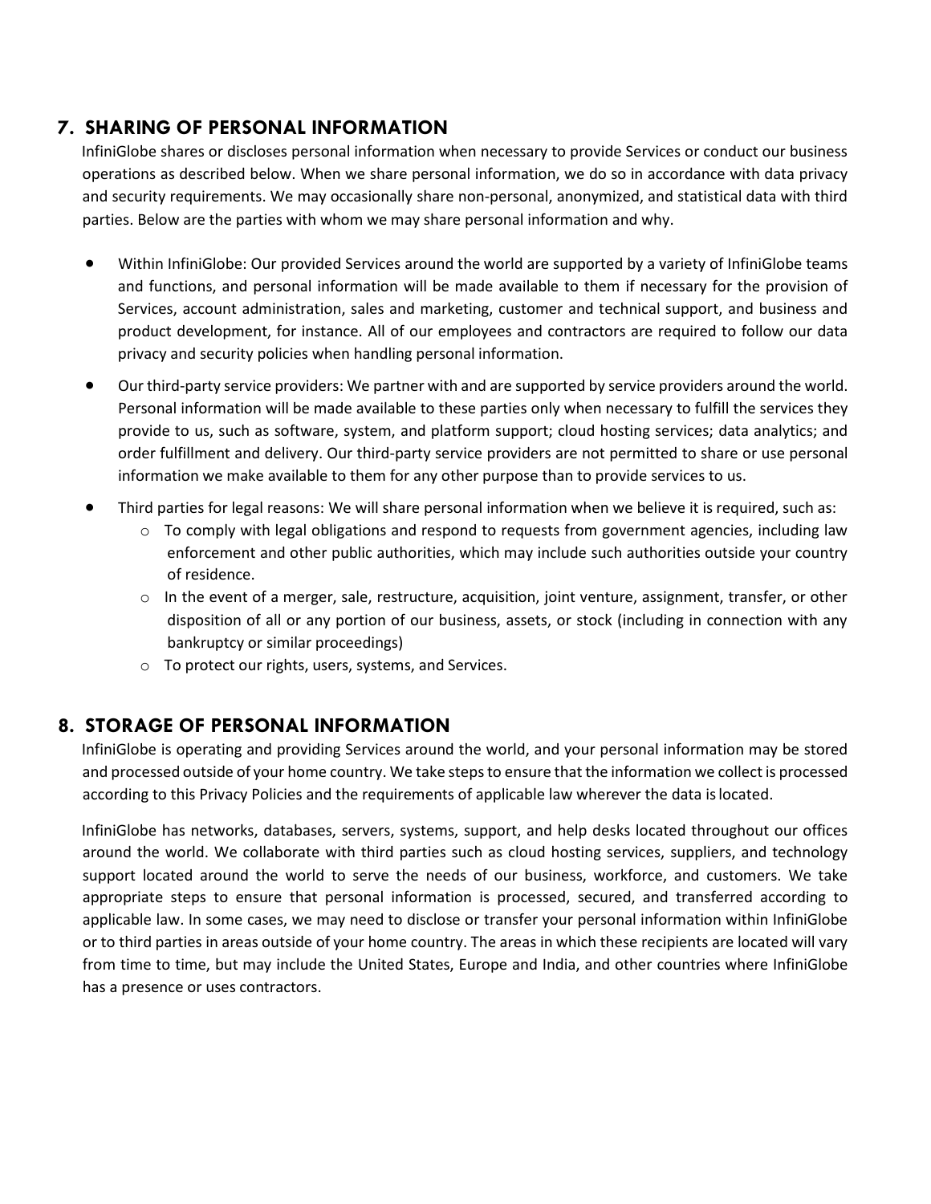## 7. SHARING OF PERSONAL INFORMATION

InfiniGlobe shares or discloses personal information when necessary to provide Services or conduct our business operations as described below. When we share personal information, we do so in accordance with data privacy and security requirements. We may occasionally share non-personal, anonymized, and statistical data with third parties. Below are the parties with whom we may share personal information and why.

- Within InfiniGlobe: Our provided Services around the world are supported by a variety of InfiniGlobe teams and functions, and personal information will be made available to them if necessary for the provision of Services, account administration, sales and marketing, customer and technical support, and business and product development, for instance. All of our employees and contractors are required to follow our data privacy and security policies when handling personal information.
- Our third-party service providers: We partner with and are supported by service providers around the world. Personal information will be made available to these parties only when necessary to fulfill the services they provide to us, such as software, system, and platform support; cloud hosting services; data analytics; and order fulfillment and delivery. Our third-party service providers are not permitted to share or use personal information we make available to them for any other purpose than to provide services to us.
- Third parties for legal reasons: We will share personal information when we believe it is required, such as:
  - To comply with legal obligations and respond to requests from government agencies, including law enforcement and other public authorities, which may include such authorities outside your country of residence.
  - In the event of a merger, sale, restructure, acquisition, joint venture, assignment, transfer, or other disposition of all or any portion of our business, assets, or stock (including in connection with any bankruptcy or similar proceedings)
  - To protect our rights, users, systems, and Services.

## 8. STORAGE OF PERSONAL INFORMATION

InfiniGlobe is operating and providing Services around the world, and your personal information may be stored and processed outside of your home country. We take steps to ensure that the information we collect is processed according to this Privacy Policies and the requirements of applicable law wherever the data is located.

InfiniGlobe has networks, databases, servers, systems, support, and help desks located throughout our offices around the world. We collaborate with third parties such as cloud hosting services, suppliers, and technology support located around the world to serve the needs of our business, workforce, and customers. We take appropriate steps to ensure that personal information is processed, secured, and transferred according to applicable law. In some cases, we may need to disclose or transfer your personal information within InfiniGlobe or to third parties in areas outside of your home country. The areas in which these recipients are located will vary from time to time, but may include the United States, Europe and India, and other countries where InfiniGlobe has a presence or uses contractors.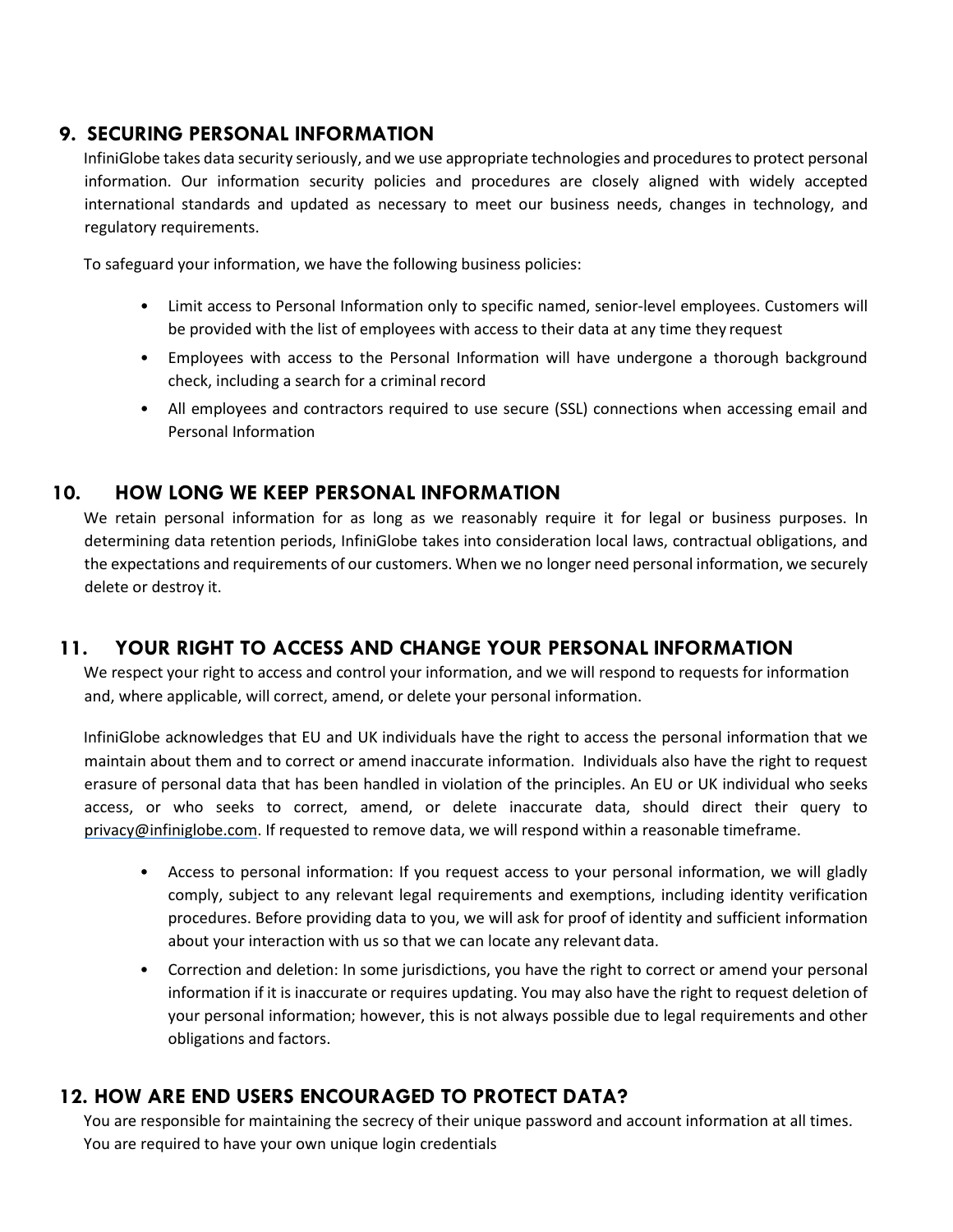## 9. SECURING PERSONAL INFORMATION

InfiniGlobe takes data security seriously, and we use appropriate technologies and procedures to protect personal information. Our information security policies and procedures are closely aligned with widely accepted international standards and updated as necessary to meet our business needs, changes in technology, and regulatory requirements.

To safeguard your information, we have the following business policies:

- Limit access to Personal Information only to specific named, senior-level employees. Customers will be provided with the list of employees with access to their data at any time they request
- Employees with access to the Personal Information will have undergone a thorough background check, including a search for a criminal record
- All employees and contractors required to use secure (SSL) connections when accessing email and Personal Information

## 10. HOW LONG WE KEEP PERSONAL INFORMATION

We retain personal information for as long as we reasonably require it for legal or business purposes. In determining data retention periods, InfiniGlobe takes into consideration local laws, contractual obligations, and the expectations and requirements of our customers. When we no longer need personal information, we securely delete or destroy it.

## 11. YOUR RIGHT TO ACCESS AND CHANGE YOUR PERSONAL INFORMATION

We respect your right to access and control your information, and we will respond to requests for information and, where applicable, will correct, amend, or delete your personal information.

InfiniGlobe acknowledges that EU and UK individuals have the right to access the personal information that we maintain about them and to correct or amend inaccurate information. Individuals also have the right to request erasure of personal data that has been handled in violation of the principles. An EU or UK individual who seeks access, or who seeks to correct, amend, or delete inaccurate data, should direct their query to privacy@infiniglobe.com. If requested to remove data, we will respond within a reasonable timeframe.

- Access to personal information: If you request access to your personal information, we will gladly comply, subject to any relevant legal requirements and exemptions, including identity verification procedures. Before providing data to you, we will ask for proof of identity and sufficient information about your interaction with us so that we can locate any relevant data.
- Correction and deletion: In some jurisdictions, you have the right to correct or amend your personal information if it is inaccurate or requires updating. You may also have the right to request deletion of your personal information; however, this is not always possible due to legal requirements and other obligations and factors.

## 12. HOW ARE END USERS ENCOURAGED TO PROTECT DATA?

You are responsible for maintaining the secrecy of their unique password and account information at all times. You are required to have your own unique login credentials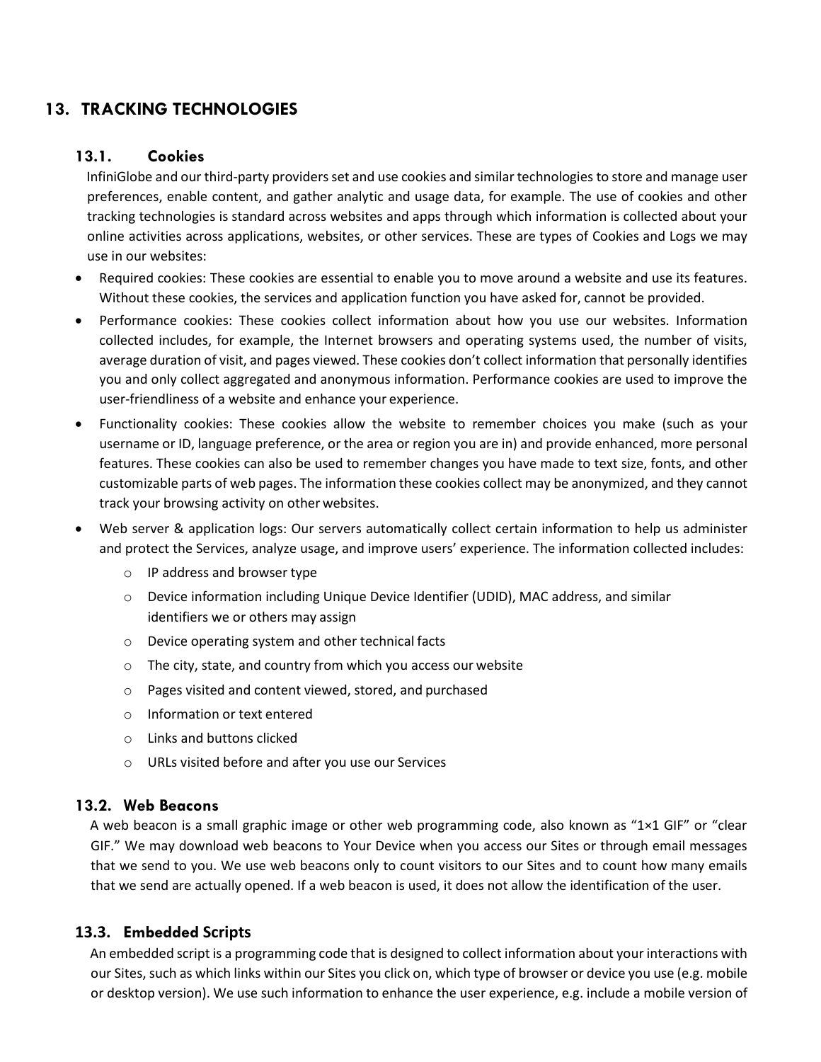## 13. TRACKING TECHNOLOGIES

### 13.1. Cookies

InfiniGlobe and our third-party providers set and use cookies and similar technologies to store and manage user preferences, enable content, and gather analytic and usage data, for example. The use of cookies and other tracking technologies is standard across websites and apps through which information is collected about your online activities across applications, websites, or other services. These are types of Cookies and Logs we may use in our websites:

- Required cookies: These cookies are essential to enable you to move around a website and use its features. Without these cookies, the services and application function you have asked for, cannot be provided.
- Performance cookies: These cookies collect information about how you use our websites. Information collected includes, for example, the Internet browsers and operating systems used, the number of visits, average duration of visit, and pages viewed. These cookies don't collect information that personally identifies you and only collect aggregated and anonymous information. Performance cookies are used to improve the user-friendliness of a website and enhance your experience.
- Functionality cookies: These cookies allow the website to remember choices you make (such as your username or ID, language preference, or the area or region you are in) and provide enhanced, more personal features. These cookies can also be used to remember changes you have made to text size, fonts, and other customizable parts of web pages. The information these cookies collect may be anonymized, and they cannot track your browsing activity on other websites.
- Web server & application logs: Our servers automatically collect certain information to help us administer and protect the Services, analyze usage, and improve users' experience. The information collected includes:
  - IP address and browser type
  - Device information including Unique Device Identifier (UDID), MAC address, and similar identifiers we or others may assign
  - Device operating system and other technical facts
  - The city, state, and country from which you access our website
  - Pages visited and content viewed, stored, and purchased
  - Information or text entered
  - Links and buttons clicked
  - URLs visited before and after you use our Services

### 13.2. Web Beacons

A web beacon is a small graphic image or other web programming code, also known as "1×1 GIF" or "clear GIF." We may download web beacons to Your Device when you access our Sites or through email messages that we send to you. We use web beacons only to count visitors to our Sites and to count how many emails that we send are actually opened. If a web beacon is used, it does not allow the identification of the user.

### 13.3. Embedded Scripts

An embedded script is a programming code that is designed to collect information about your interactions with our Sites, such as which links within our Sites you click on, which type of browser or device you use (e.g. mobile or desktop version). We use such information to enhance the user experience, e.g. include a mobile version of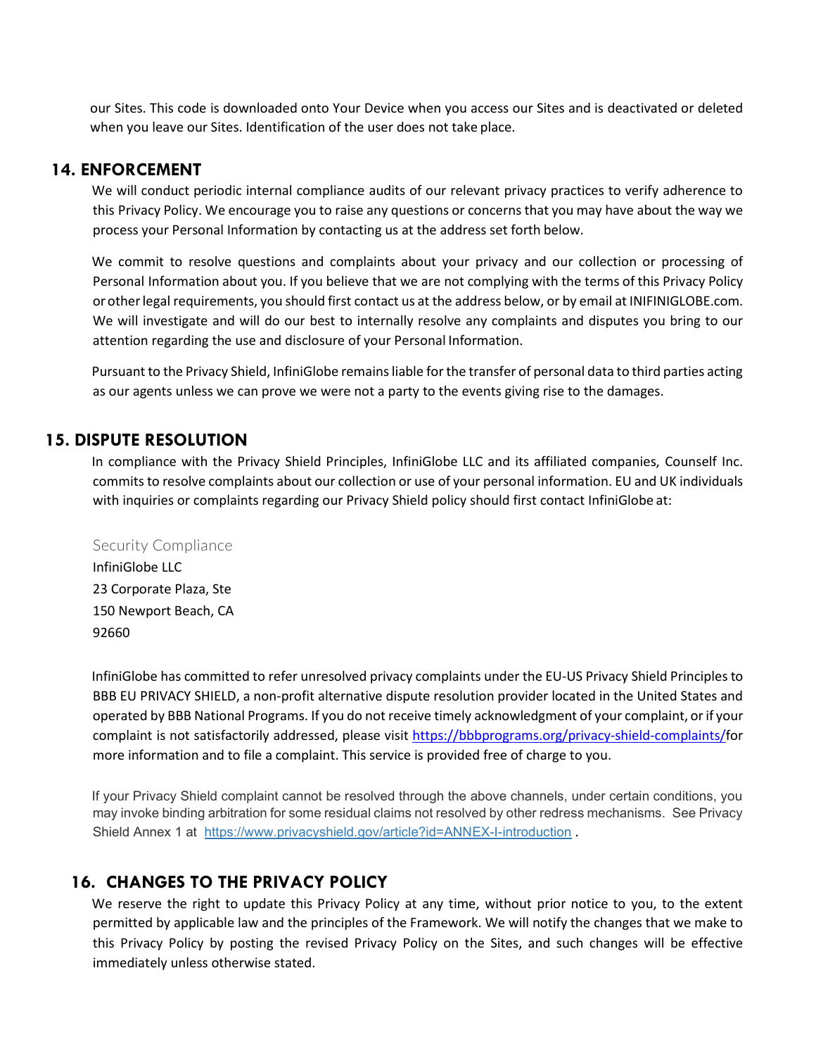our Sites. This code is downloaded onto Your Device when you access our Sites and is deactivated or deleted when you leave our Sites. Identification of the user does not take place.

## 14. ENFORCEMENT

We will conduct periodic internal compliance audits of our relevant privacy practices to verify adherence to this Privacy Policy. We encourage you to raise any questions or concerns that you may have about the way we process your Personal Information by contacting us at the address set forth below.

We commit to resolve questions and complaints about your privacy and our collection or processing of Personal Information about you. If you believe that we are not complying with the terms of this Privacy Policy or other legal requirements, you should first contact us at the address below, or by email at INIFINIGLOBE.com. We will investigate and will do our best to internally resolve any complaints and disputes you bring to our attention regarding the use and disclosure of your Personal Information.

Pursuant to the Privacy Shield, InfiniGlobe remains liable for the transfer of personal data to third parties acting as our agents unless we can prove we were not a party to the events giving rise to the damages.

## 15. DISPUTE RESOLUTION

In compliance with the Privacy Shield Principles, InfiniGlobe LLC and its affiliated companies, Counself Inc. commits to resolve complaints about our collection or use of your personal information. EU and UK individuals with inquiries or complaints regarding our Privacy Shield policy should first contact InfiniGlobe at:

Security Compliance  
InfiniGlobe LLC  
23 Corporate Plaza, Ste  
150 Newport Beach, CA  
92660

InfiniGlobe has committed to refer unresolved privacy complaints under the EU-US Privacy Shield Principles to BBB EU PRIVACY SHIELD, a non-profit alternative dispute resolution provider located in the United States and operated by BBB National Programs. If you do not receive timely acknowledgment of your complaint, or if your complaint is not satisfactorily addressed, please visit https://bbbprograms.org/privacy-shield-complaints/for more information and to file a complaint. This service is provided free of charge to you.

If your Privacy Shield complaint cannot be resolved through the above channels, under certain conditions, you may invoke binding arbitration for some residual claims not resolved by other redress mechanisms. See Privacy Shield Annex 1 at https://www.privacyshield.gov/article?id=ANNEX-I-introduction .

## 16. CHANGES TO THE PRIVACY POLICY

We reserve the right to update this Privacy Policy at any time, without prior notice to you, to the extent permitted by applicable law and the principles of the Framework. We will notify the changes that we make to this Privacy Policy by posting the revised Privacy Policy on the Sites, and such changes will be effective immediately unless otherwise stated.